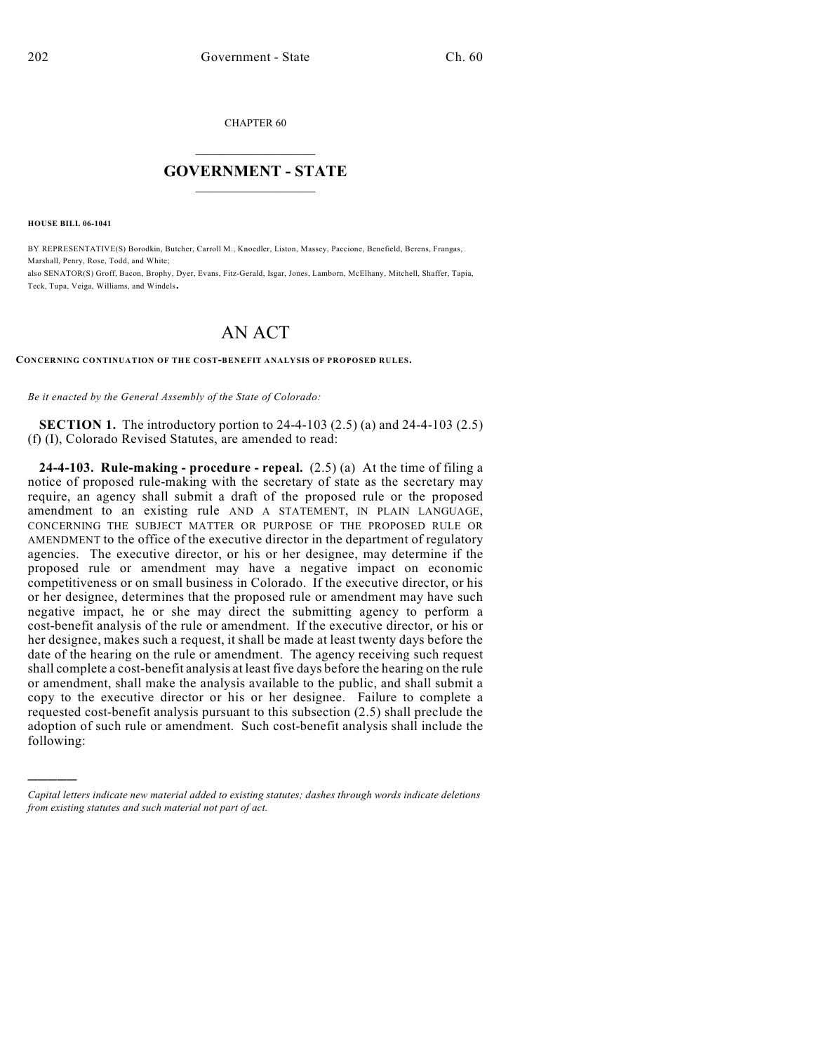CHAPTER 60

# GOVERNMENT - STATE

**HOUSE BILL 06-1041**

BY REPRESENTATIVE(S) Borodkin, Butcher, Carroll M., Knoedler, Liston, Massey, Paccione, Benefield, Berens, Frangas, Marshall, Penry, Rose, Todd, and White;
also SENATOR(S) Groff, Bacon, Brophy, Dyer, Evans, Fitz-Gerald, Isgar, Jones, Lamborn, McElhany, Mitchell, Shaffer, Tapia, Teck, Tupa, Veiga, Williams, and Windels.

# AN ACT

**CONCERNING CONTINUATION OF THE COST-BENEFIT ANALYSIS OF PROPOSED RULES.**

*Be it enacted by the General Assembly of the State of Colorado:*

**SECTION 1.** The introductory portion to 24-4-103 (2.5) (a) and 24-4-103 (2.5) (f) (I), Colorado Revised Statutes, are amended to read:

**24-4-103. Rule-making - procedure - repeal.** (2.5) (a) At the time of filing a notice of proposed rule-making with the secretary of state as the secretary may require, an agency shall submit a draft of the proposed rule or the proposed amendment to an existing rule AND A STATEMENT, IN PLAIN LANGUAGE, CONCERNING THE SUBJECT MATTER OR PURPOSE OF THE PROPOSED RULE OR AMENDMENT to the office of the executive director in the department of regulatory agencies. The executive director, or his or her designee, may determine if the proposed rule or amendment may have a negative impact on economic competitiveness or on small business in Colorado. If the executive director, or his or her designee, determines that the proposed rule or amendment may have such negative impact, he or she may direct the submitting agency to perform a cost-benefit analysis of the rule or amendment. If the executive director, or his or her designee, makes such a request, it shall be made at least twenty days before the date of the hearing on the rule or amendment. The agency receiving such request shall complete a cost-benefit analysis at least five days before the hearing on the rule or amendment, shall make the analysis available to the public, and shall submit a copy to the executive director or his or her designee. Failure to complete a requested cost-benefit analysis pursuant to this subsection (2.5) shall preclude the adoption of such rule or amendment. Such cost-benefit analysis shall include the following:

---

*Capital letters indicate new material added to existing statutes; dashes through words indicate deletions from existing statutes and such material not part of act.*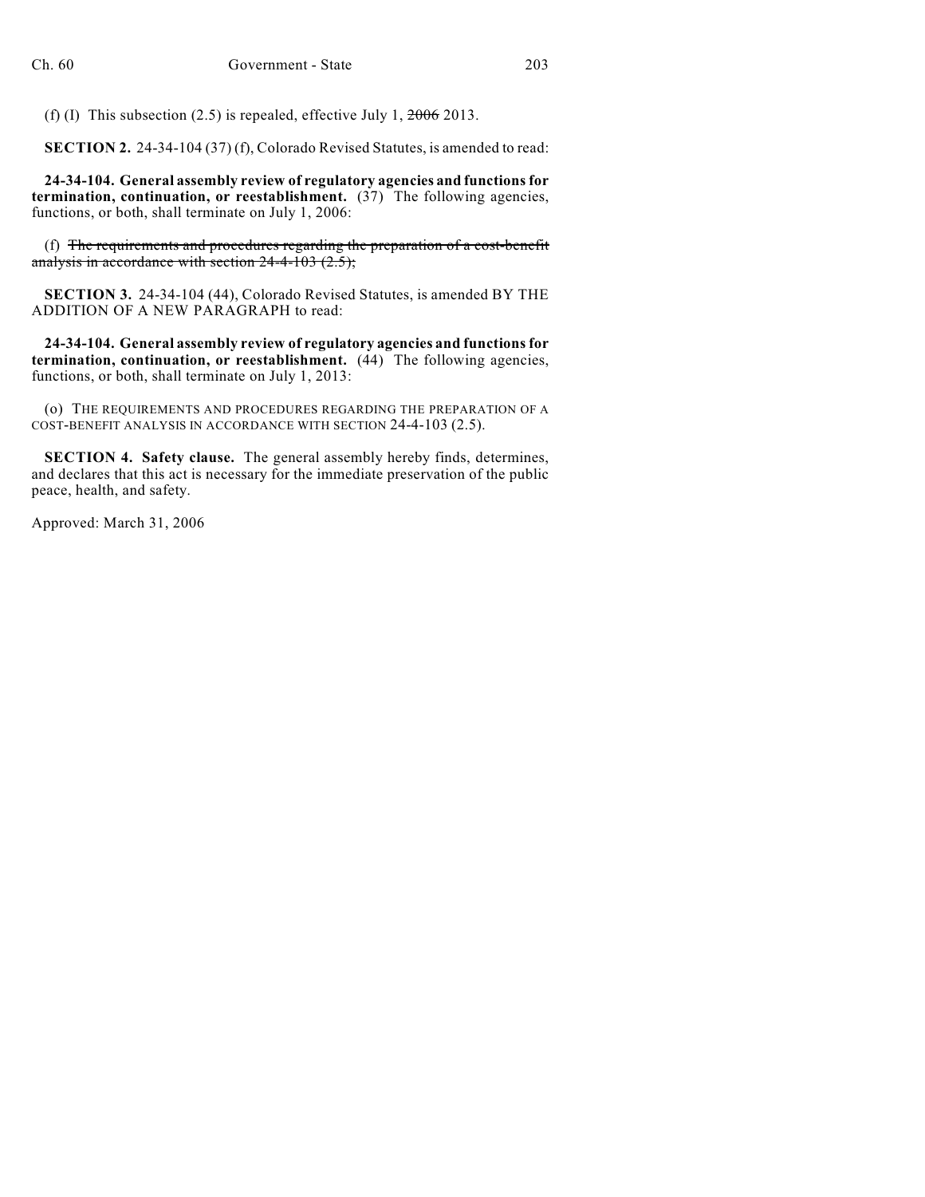(f) (I) This subsection (2.5) is repealed, effective July 1, ~~2006~~ 2013.

**SECTION 2.** 24-34-104 (37) (f), Colorado Revised Statutes, is amended to read:

**24-34-104. General assembly review of regulatory agencies and functions for termination, continuation, or reestablishment.** (37) The following agencies, functions, or both, shall terminate on July 1, 2006:

(f) ~~The requirements and procedures regarding the preparation of a cost-benefit analysis in accordance with section 24-4-103 (2.5);~~

**SECTION 3.** 24-34-104 (44), Colorado Revised Statutes, is amended BY THE ADDITION OF A NEW PARAGRAPH to read:

**24-34-104. General assembly review of regulatory agencies and functions for termination, continuation, or reestablishment.** (44) The following agencies, functions, or both, shall terminate on July 1, 2013:

(o) THE REQUIREMENTS AND PROCEDURES REGARDING THE PREPARATION OF A COST-BENEFIT ANALYSIS IN ACCORDANCE WITH SECTION 24-4-103 (2.5).

**SECTION 4. Safety clause.** The general assembly hereby finds, determines, and declares that this act is necessary for the immediate preservation of the public peace, health, and safety.

Approved: March 31, 2006